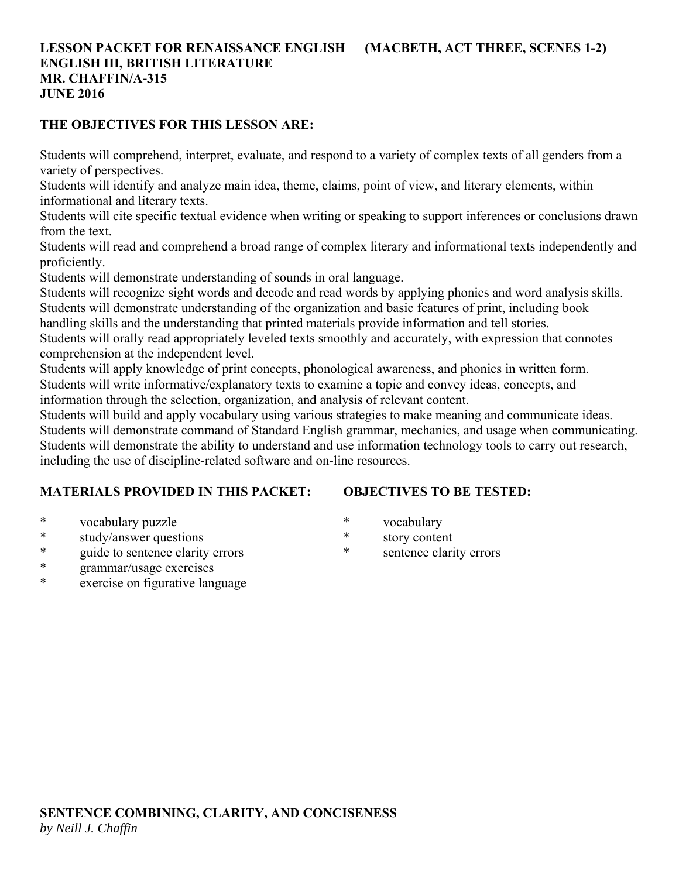**LESSON PACKET FOR RENAISSANCE ENGLISH (MACBETH, ACT THREE, SCENES 1-2)**
**ENGLISH III, BRITISH LITERATURE**
**MR. CHAFFIN/A-315**
**JUNE 2016**

## THE OBJECTIVES FOR THIS LESSON ARE:

Students will comprehend, interpret, evaluate, and respond to a variety of complex texts of all genders from a variety of perspectives.
Students will identify and analyze main idea, theme, claims, point of view, and literary elements, within informational and literary texts.
Students will cite specific textual evidence when writing or speaking to support inferences or conclusions drawn from the text.
Students will read and comprehend a broad range of complex literary and informational texts independently and proficiently.
Students will demonstrate understanding of sounds in oral language.
Students will recognize sight words and decode and read words by applying phonics and word analysis skills.
Students will demonstrate understanding of the organization and basic features of print, including book handling skills and the understanding that printed materials provide information and tell stories.
Students will orally read appropriately leveled texts smoothly and accurately, with expression that connotes comprehension at the independent level.
Students will apply knowledge of print concepts, phonological awareness, and phonics in written form.
Students will write informative/explanatory texts to examine a topic and convey ideas, concepts, and information through the selection, organization, and analysis of relevant content.
Students will build and apply vocabulary using various strategies to make meaning and communicate ideas.
Students will demonstrate command of Standard English grammar, mechanics, and usage when communicating.
Students will demonstrate the ability to understand and use information technology tools to carry out research, including the use of discipline-related software and on-line resources.

## MATERIALS PROVIDED IN THIS PACKET:

* vocabulary puzzle
* study/answer questions
* guide to sentence clarity errors
* grammar/usage exercises
* exercise on figurative language

## OBJECTIVES TO BE TESTED:

* vocabulary
* story content
* sentence clarity errors

## SENTENCE COMBINING, CLARITY, AND CONCISENESS

*by Neill J. Chaffin*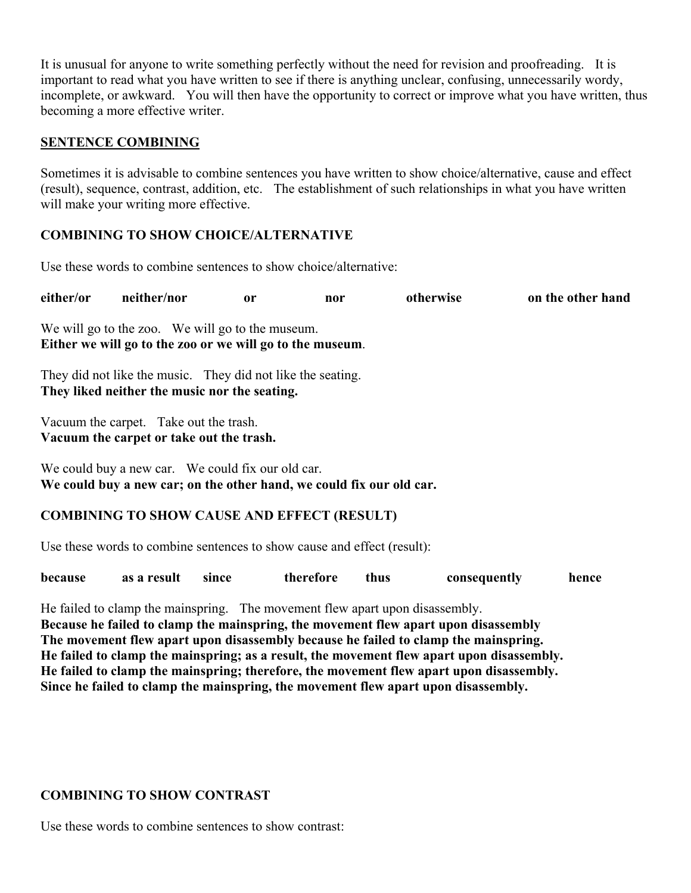It is unusual for anyone to write something perfectly without the need for revision and proofreading. It is important to read what you have written to see if there is anything unclear, confusing, unnecessarily wordy, incomplete, or awkward. You will then have the opportunity to correct or improve what you have written, thus becoming a more effective writer.

## SENTENCE COMBINING

Sometimes it is advisable to combine sentences you have written to show choice/alternative, cause and effect (result), sequence, contrast, addition, etc. The establishment of such relationships in what you have written will make your writing more effective.

### COMBINING TO SHOW CHOICE/ALTERNATIVE

Use these words to combine sentences to show choice/alternative:

**either/or** **neither/nor** **or** **nor** **otherwise** **on the other hand**

We will go to the zoo. We will go to the museum.
**Either we will go to the zoo or we will go to the museum**.

They did not like the music. They did not like the seating.
**They liked neither the music nor the seating.**

Vacuum the carpet. Take out the trash.
**Vacuum the carpet or take out the trash.**

We could buy a new car. We could fix our old car.
**We could buy a new car; on the other hand, we could fix our old car.**

### COMBINING TO SHOW CAUSE AND EFFECT (RESULT)

Use these words to combine sentences to show cause and effect (result):

**because** **as a result** **since** **therefore** **thus** **consequently** **hence**

He failed to clamp the mainspring. The movement flew apart upon disassembly.
**Because he failed to clamp the mainspring, the movement flew apart upon disassembly**
**The movement flew apart upon disassembly because he failed to clamp the mainspring.**
**He failed to clamp the mainspring; as a result, the movement flew apart upon disassembly.**
**He failed to clamp the mainspring; therefore, the movement flew apart upon disassembly.**
**Since he failed to clamp the mainspring, the movement flew apart upon disassembly.**

### COMBINING TO SHOW CONTRAST

Use these words to combine sentences to show contrast: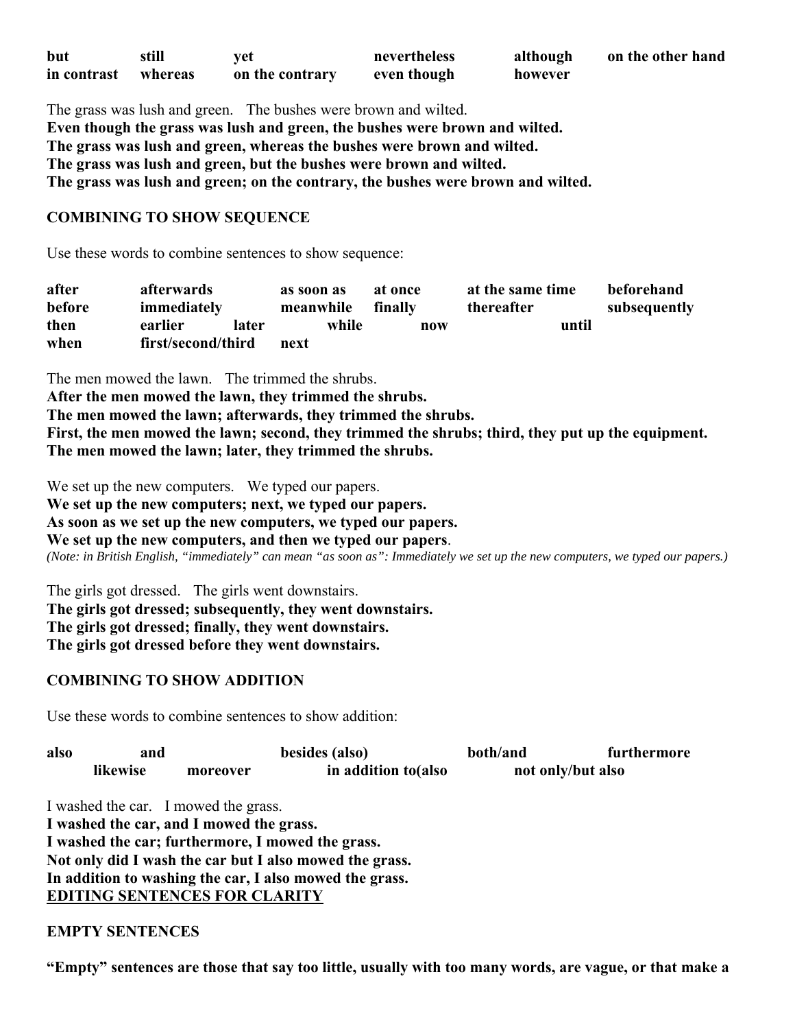| but | still | yet | nevertheless | although | on the other hand |
|---|---|---|---|---|---|
| in contrast | whereas | on the contrary | even though | however | |

The grass was lush and green. The bushes were brown and wilted.
**Even though the grass was lush and green, the bushes were brown and wilted.**
**The grass was lush and green, whereas the bushes were brown and wilted.**
**The grass was lush and green, but the bushes were brown and wilted.**
**The grass was lush and green; on the contrary, the bushes were brown and wilted.**

**COMBINING TO SHOW SEQUENCE**

Use these words to combine sentences to show sequence:

| after | afterwards | as soon as | at once | at the same time | beforehand |
|---|---|---|---|---|---|
| before | immediately | meanwhile | finally | thereafter | subsequently |
| then | earlier later | while | now | until | |
| when | first/second/third | next | | | |

The men mowed the lawn. The trimmed the shrubs.
**After the men mowed the lawn, they trimmed the shrubs.**
**The men mowed the lawn; afterwards, they trimmed the shrubs.**
**First, the men mowed the lawn; second, they trimmed the shrubs; third, they put up the equipment.**
**The men mowed the lawn; later, they trimmed the shrubs.**

We set up the new computers. We typed our papers.
**We set up the new computers; next, we typed our papers.**
**As soon as we set up the new computers, we typed our papers.**
**We set up the new computers, and then we typed our papers**.
*(Note: in British English, "immediately" can mean "as soon as": Immediately we set up the new computers, we typed our papers.)*

The girls got dressed. The girls went downstairs.
**The girls got dressed; subsequently, they went downstairs.**
**The girls got dressed; finally, they went downstairs.**
**The girls got dressed before they went downstairs.**

**COMBINING TO SHOW ADDITION**

Use these words to combine sentences to show addition:

| also | and | besides (also) | both/and | furthermore |
|---|---|---|---|---|
| likewise | moreover | in addition to(also | not only/but also | |

I washed the car. I mowed the grass.
**I washed the car, and I mowed the grass.**
**I washed the car; furthermore, I mowed the grass.**
**Not only did I wash the car but I also mowed the grass.**
**In addition to washing the car, I also mowed the grass.**

## <u>EDITING SENTENCES FOR CLARITY</u>

**EMPTY SENTENCES**

**"Empty" sentences are those that say too little, usually with too many words, are vague, or that make a**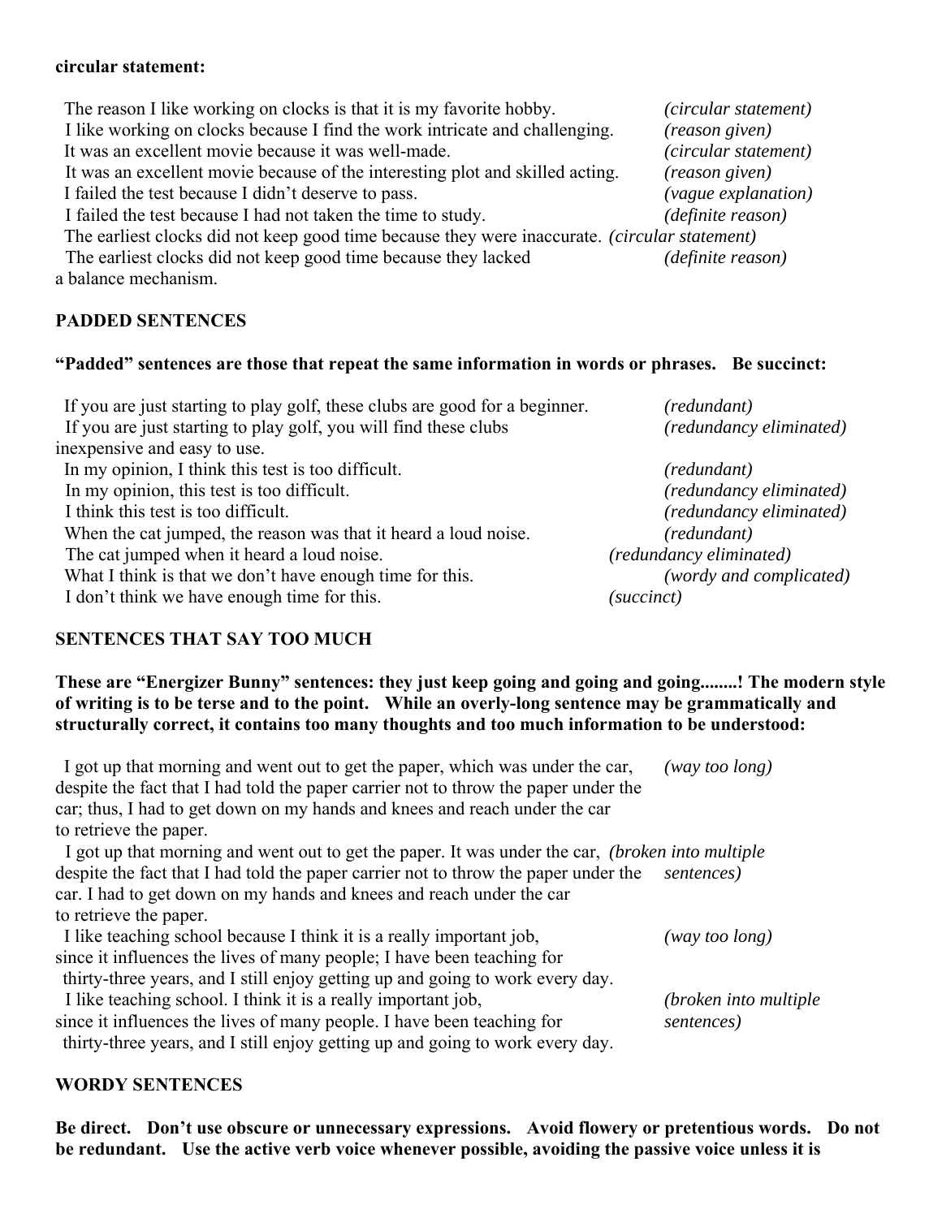**circular statement:**

| | |
|---|---|
| The reason I like working on clocks is that it is my favorite hobby. | *(circular statement)* |
| I like working on clocks because I find the work intricate and challenging. | *(reason given)* |
| It was an excellent movie because it was well-made. | *(circular statement)* |
| It was an excellent movie because of the interesting plot and skilled acting. | *(reason given)* |
| I failed the test because I didn't deserve to pass. | *(vague explanation)* |
| I failed the test because I had not taken the time to study. | *(definite reason)* |
| The earliest clocks did not keep good time because they were inaccurate. | *(circular statement)* |
| The earliest clocks did not keep good time because they lacked a balance mechanism. | *(definite reason)* |

**PADDED SENTENCES**

**"Padded" sentences are those that repeat the same information in words or phrases. Be succinct:**

| | |
|---|---|
| If you are just starting to play golf, these clubs are good for a beginner. | *(redundant)* |
| If you are just starting to play golf, you will find these clubs inexpensive and easy to use. | *(redundancy eliminated)* |
| In my opinion, I think this test is too difficult. | *(redundant)* |
| In my opinion, this test is too difficult. | *(redundancy eliminated)* |
| I think this test is too difficult. | *(redundancy eliminated)* |
| When the cat jumped, the reason was that it heard a loud noise. | *(redundant)* |
| The cat jumped when it heard a loud noise. | *(redundancy eliminated)* |
| What I think is that we don't have enough time for this. | *(wordy and complicated)* |
| I don't think we have enough time for this. | *(succinct)* |

**SENTENCES THAT SAY TOO MUCH**

**These are "Energizer Bunny" sentences: they just keep going and going and going........! The modern style of writing is to be terse and to the point. While an overly-long sentence may be grammatically and structurally correct, it contains too many thoughts and too much information to be understood:**

| | |
|---|---|
| I got up that morning and went out to get the paper, which was under the car, despite the fact that I had told the paper carrier not to throw the paper under the car; thus, I had to get down on my hands and knees and reach under the car to retrieve the paper. | *(way too long)* |
| I got up that morning and went out to get the paper. It was under the car, despite the fact that I had told the paper carrier not to throw the paper under the car. I had to get down on my hands and knees and reach under the car to retrieve the paper. | *(broken into multiple sentences)* |
| I like teaching school because I think it is a really important job, since it influences the lives of many people; I have been teaching for thirty-three years, and I still enjoy getting up and going to work every day. | *(way too long)* |
| I like teaching school. I think it is a really important job, since it influences the lives of many people. I have been teaching for thirty-three years, and I still enjoy getting up and going to work every day. | *(broken into multiple sentences)* |

**WORDY SENTENCES**

**Be direct. Don't use obscure or unnecessary expressions. Avoid flowery or pretentious words. Do not be redundant. Use the active verb voice whenever possible, avoiding the passive voice unless it is**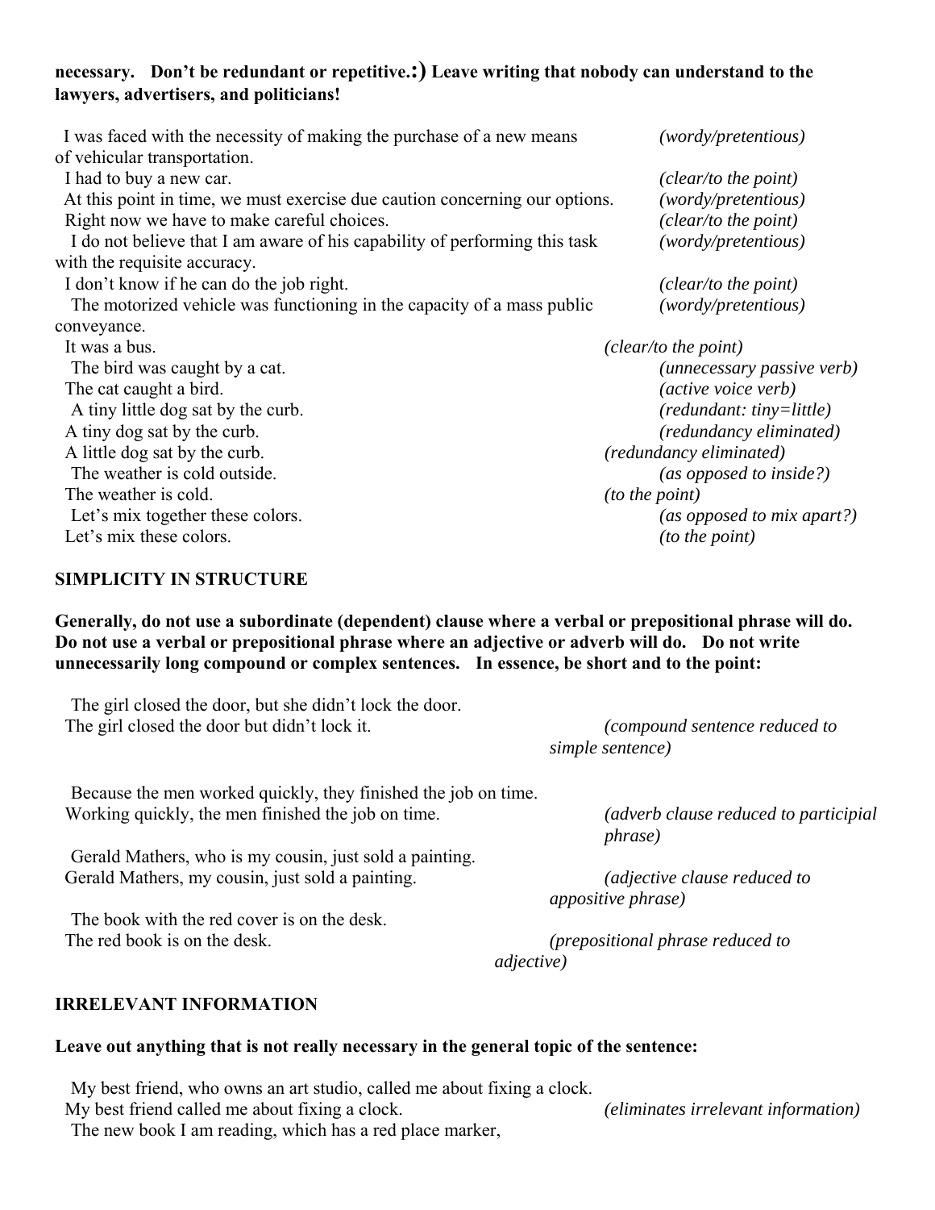**necessary. Don't be redundant or repetitive.:) Leave writing that nobody can understand to the lawyers, advertisers, and politicians!**

| Sentence | Note |
|---|---|
| I was faced with the necessity of making the purchase of a new means of vehicular transportation. | *(wordy/pretentious)* |
| I had to buy a new car. | *(clear/to the point)* |
| At this point in time, we must exercise due caution concerning our options. | *(wordy/pretentious)* |
| Right now we have to make careful choices. | *(clear/to the point)* |
| I do not believe that I am aware of his capability of performing this task with the requisite accuracy. | *(wordy/pretentious)* |
| I don't know if he can do the job right. | *(clear/to the point)* |
| The motorized vehicle was functioning in the capacity of a mass public conveyance. | *(wordy/pretentious)* |
| It was a bus. | *(clear/to the point)* |
| The bird was caught by a cat. | *(unnecessary passive verb)* |
| The cat caught a bird. | *(active voice verb)* |
| A tiny little dog sat by the curb. | *(redundant: tiny=little)* |
| A tiny dog sat by the curb. | *(redundancy eliminated)* |
| A little dog sat by the curb. | *(redundancy eliminated)* |
| The weather is cold outside. | *(as opposed to inside?)* |
| The weather is cold. | *(to the point)* |
| Let's mix together these colors. | *(as opposed to mix apart?)* |
| Let's mix these colors. | *(to the point)* |

## SIMPLICITY IN STRUCTURE

**Generally, do not use a subordinate (dependent) clause where a verbal or prepositional phrase will do. Do not use a verbal or prepositional phrase where an adjective or adverb will do. Do not write unnecessarily long compound or complex sentences. In essence, be short and to the point:**

The girl closed the door, but she didn't lock the door.
The girl closed the door but didn't lock it. *(compound sentence reduced to simple sentence)*

Because the men worked quickly, they finished the job on time.
Working quickly, the men finished the job on time. *(adverb clause reduced to participial phrase)*

Gerald Mathers, who is my cousin, just sold a painting.
Gerald Mathers, my cousin, just sold a painting. *(adjective clause reduced to appositive phrase)*

The book with the red cover is on the desk.
The red book is on the desk. *(prepositional phrase reduced to adjective)*

## IRRELEVANT INFORMATION

**Leave out anything that is not really necessary in the general topic of the sentence:**

My best friend, who owns an art studio, called me about fixing a clock.
My best friend called me about fixing a clock. *(eliminates irrelevant information)*

The new book I am reading, which has a red place marker,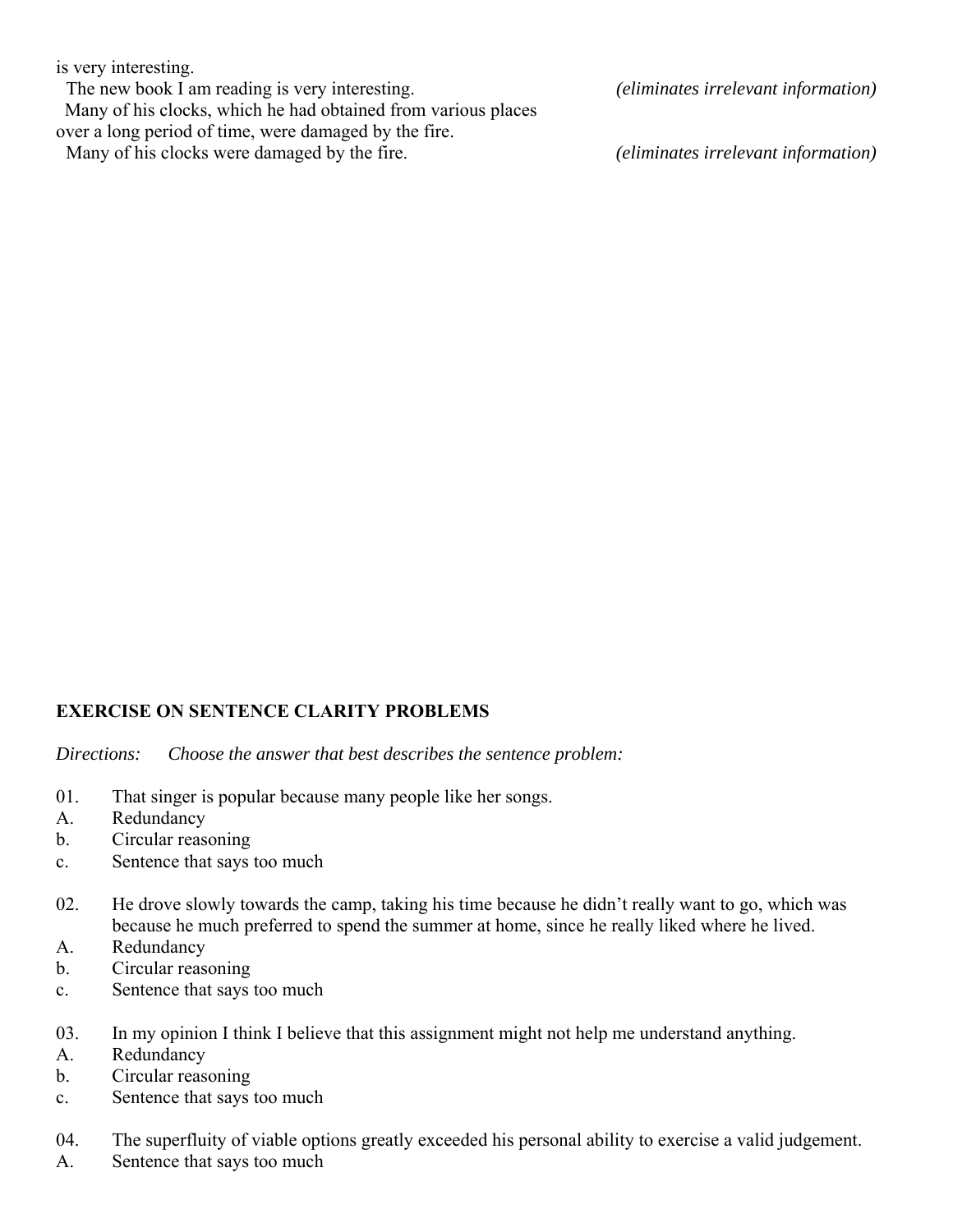is very interesting.

The new book I am reading is very interesting. *(eliminates irrelevant information)*

Many of his clocks, which he had obtained from various places over a long period of time, were damaged by the fire.

Many of his clocks were damaged by the fire. *(eliminates irrelevant information)*

**EXERCISE ON SENTENCE CLARITY PROBLEMS**

*Directions: Choose the answer that best describes the sentence problem:*

01. That singer is popular because many people like her songs.
A. Redundancy
b. Circular reasoning
c. Sentence that says too much

02. He drove slowly towards the camp, taking his time because he didn't really want to go, which was because he much preferred to spend the summer at home, since he really liked where he lived.
A. Redundancy
b. Circular reasoning
c. Sentence that says too much

03. In my opinion I think I believe that this assignment might not help me understand anything.
A. Redundancy
b. Circular reasoning
c. Sentence that says too much

04. The superfluity of viable options greatly exceeded his personal ability to exercise a valid judgement.
A. Sentence that says too much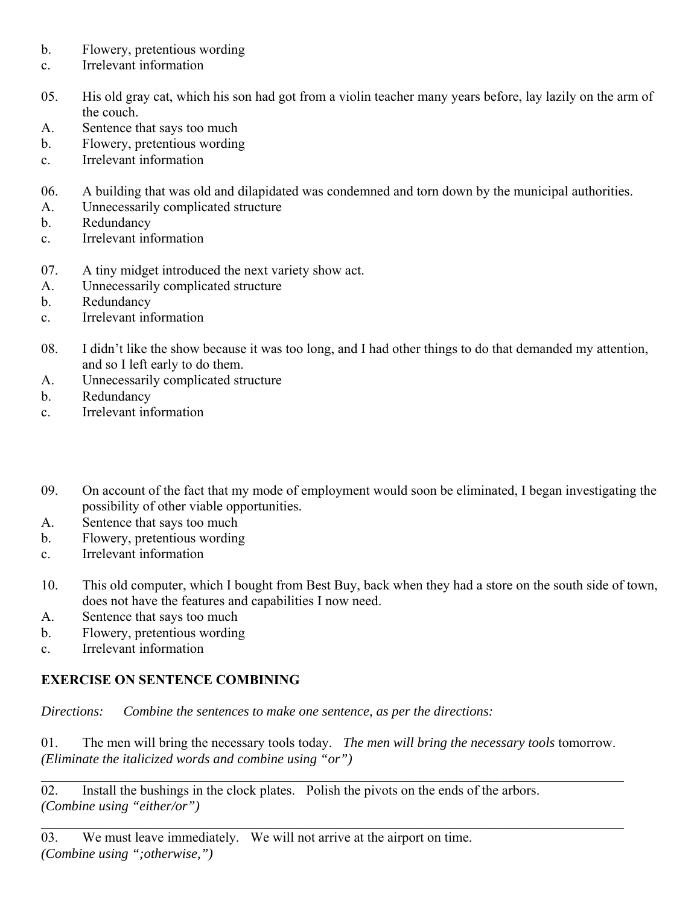b. Flowery, pretentious wording
c. Irrelevant information

05. His old gray cat, which his son had got from a violin teacher many years before, lay lazily on the arm of the couch.
A. Sentence that says too much
b. Flowery, pretentious wording
c. Irrelevant information

06. A building that was old and dilapidated was condemned and torn down by the municipal authorities.
A. Unnecessarily complicated structure
b. Redundancy
c. Irrelevant information

07. A tiny midget introduced the next variety show act.
A. Unnecessarily complicated structure
b. Redundancy
c. Irrelevant information

08. I didn't like the show because it was too long, and I had other things to do that demanded my attention, and so I left early to do them.
A. Unnecessarily complicated structure
b. Redundancy
c. Irrelevant information

09. On account of the fact that my mode of employment would soon be eliminated, I began investigating the possibility of other viable opportunities.
A. Sentence that says too much
b. Flowery, pretentious wording
c. Irrelevant information

10. This old computer, which I bought from Best Buy, back when they had a store on the south side of town, does not have the features and capabilities I now need.
A. Sentence that says too much
b. Flowery, pretentious wording
c. Irrelevant information

**EXERCISE ON SENTENCE COMBINING**

*Directions: Combine the sentences to make one sentence, as per the directions:*

01. The men will bring the necessary tools today. *The men will bring the necessary tools* tomorrow.
*(Eliminate the italicized words and combine using "or")*

___________________________________________________________________________________________

02. Install the bushings in the clock plates. Polish the pivots on the ends of the arbors.
*(Combine using "either/or")*

___________________________________________________________________________________________

03. We must leave immediately. We will not arrive at the airport on time.
*(Combine using ";otherwise,")*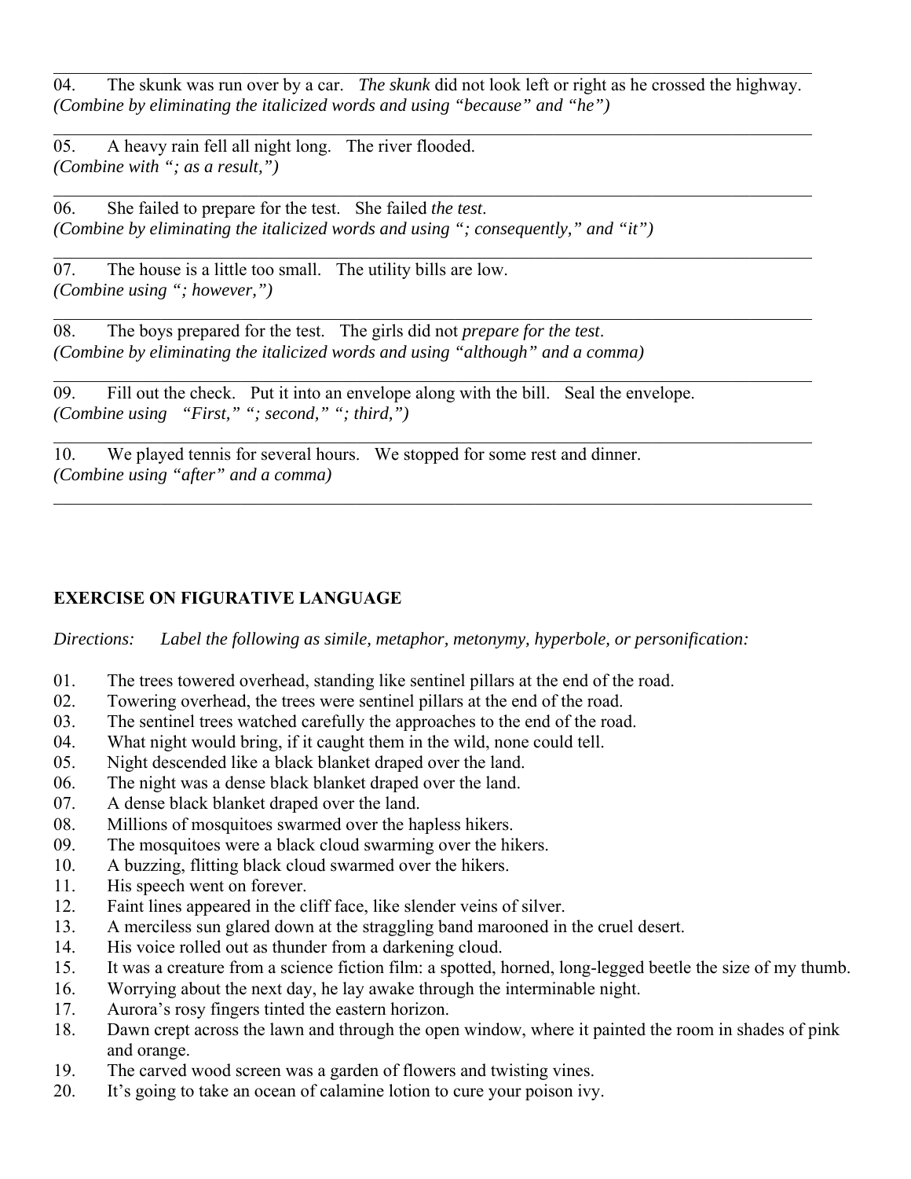04. The skunk was run over by a car. *The skunk* did not look left or right as he crossed the highway.
*(Combine by eliminating the italicized words and using "because" and "he")*

---

05. A heavy rain fell all night long. The river flooded.
*(Combine with "; as a result,")*

---

06. She failed to prepare for the test. She failed *the test*.
*(Combine by eliminating the italicized words and using "; consequently," and "it")*

---

07. The house is a little too small. The utility bills are low.
*(Combine using "; however,")*

---

08. The boys prepared for the test. The girls did not *prepare for the test*.
*(Combine by eliminating the italicized words and using "although" and a comma)*

---

09. Fill out the check. Put it into an envelope along with the bill. Seal the envelope.
*(Combine using "First," "; second," "; third,")*

---

10. We played tennis for several hours. We stopped for some rest and dinner.
*(Combine using "after" and a comma)*

---

**EXERCISE ON FIGURATIVE LANGUAGE**

*Directions: Label the following as simile, metaphor, metonymy, hyperbole, or personification:*

01. The trees towered overhead, standing like sentinel pillars at the end of the road.
02. Towering overhead, the trees were sentinel pillars at the end of the road.
03. The sentinel trees watched carefully the approaches to the end of the road.
04. What night would bring, if it caught them in the wild, none could tell.
05. Night descended like a black blanket draped over the land.
06. The night was a dense black blanket draped over the land.
07. A dense black blanket draped over the land.
08. Millions of mosquitoes swarmed over the hapless hikers.
09. The mosquitoes were a black cloud swarming over the hikers.
10. A buzzing, flitting black cloud swarmed over the hikers.
11. His speech went on forever.
12. Faint lines appeared in the cliff face, like slender veins of silver.
13. A merciless sun glared down at the straggling band marooned in the cruel desert.
14. His voice rolled out as thunder from a darkening cloud.
15. It was a creature from a science fiction film: a spotted, horned, long-legged beetle the size of my thumb.
16. Worrying about the next day, he lay awake through the interminable night.
17. Aurora's rosy fingers tinted the eastern horizon.
18. Dawn crept across the lawn and through the open window, where it painted the room in shades of pink and orange.
19. The carved wood screen was a garden of flowers and twisting vines.
20. It's going to take an ocean of calamine lotion to cure your poison ivy.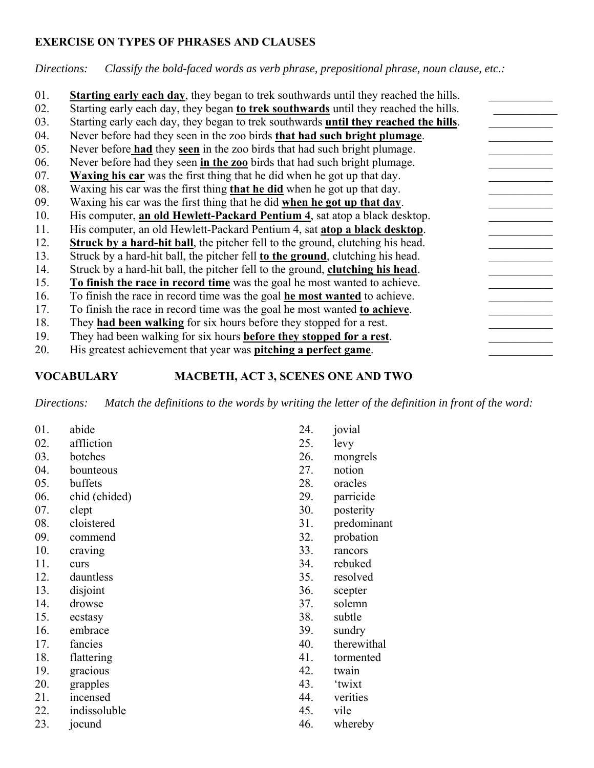**EXERCISE ON TYPES OF PHRASES AND CLAUSES**

*Directions: Classify the bold-faced words as verb phrase, prepositional phrase, noun clause, etc.:*

01. **Starting early each day**, they began to trek southwards until they reached the hills. ___________
02. Starting early each day, they began **to trek southwards** until they reached the hills. ___________
03. Starting early each day, they began to trek southwards **until they reached the hills**. ___________
04. Never before had they seen in the zoo birds **that had such bright plumage**. ___________
05. Never before **had** they **seen** in the zoo birds that had such bright plumage. ___________
06. Never before had they seen **in the zoo** birds that had such bright plumage. ___________
07. **Waxing his car** was the first thing that he did when he got up that day. ___________
08. Waxing his car was the first thing **that he did** when he got up that day. ___________
09. Waxing his car was the first thing that he did **when he got up that day**. ___________
10. His computer, **an old Hewlett-Packard Pentium 4**, sat atop a black desktop. ___________
11. His computer, an old Hewlett-Packard Pentium 4, sat **atop a black desktop**. ___________
12. **Struck by a hard-hit ball**, the pitcher fell to the ground, clutching his head. ___________
13. Struck by a hard-hit ball, the pitcher fell **to the ground**, clutching his head. ___________
14. Struck by a hard-hit ball, the pitcher fell to the ground, **clutching his head**. ___________
15. **To finish the race in record time** was the goal he most wanted to achieve. ___________
16. To finish the race in record time was the goal **he most wanted** to achieve. ___________
17. To finish the race in record time was the goal he most wanted **to achieve**. ___________
18. They **had been walking** for six hours before they stopped for a rest. ___________
19. They had been walking for six hours **before they stopped for a rest**. ___________
20. His greatest achievement that year was **pitching a perfect game**. ___________

**VOCABULARY MACBETH, ACT 3, SCENES ONE AND TWO**

*Directions: Match the definitions to the words by writing the letter of the definition in front of the word:*

01. abide
02. affliction
03. botches
04. bounteous
05. buffets
06. chid (chided)
07. clept
08. cloistered
09. commend
10. craving
11. curs
12. dauntless
13. disjoint
14. drowse
15. ecstasy
16. embrace
17. fancies
18. flattering
19. gracious
20. grapples
21. incensed
22. indissoluble
23. jocund
24. jovial
25. levy
26. mongrels
27. notion
28. oracles
29. parricide
30. posterity
31. predominant
32. probation
33. rancors
34. rebuked
35. resolved
36. scepter
37. solemn
38. subtle
39. sundry
40. therewithal
41. tormented
42. twain
43. 'twixt
44. verities
45. vile
46. whereby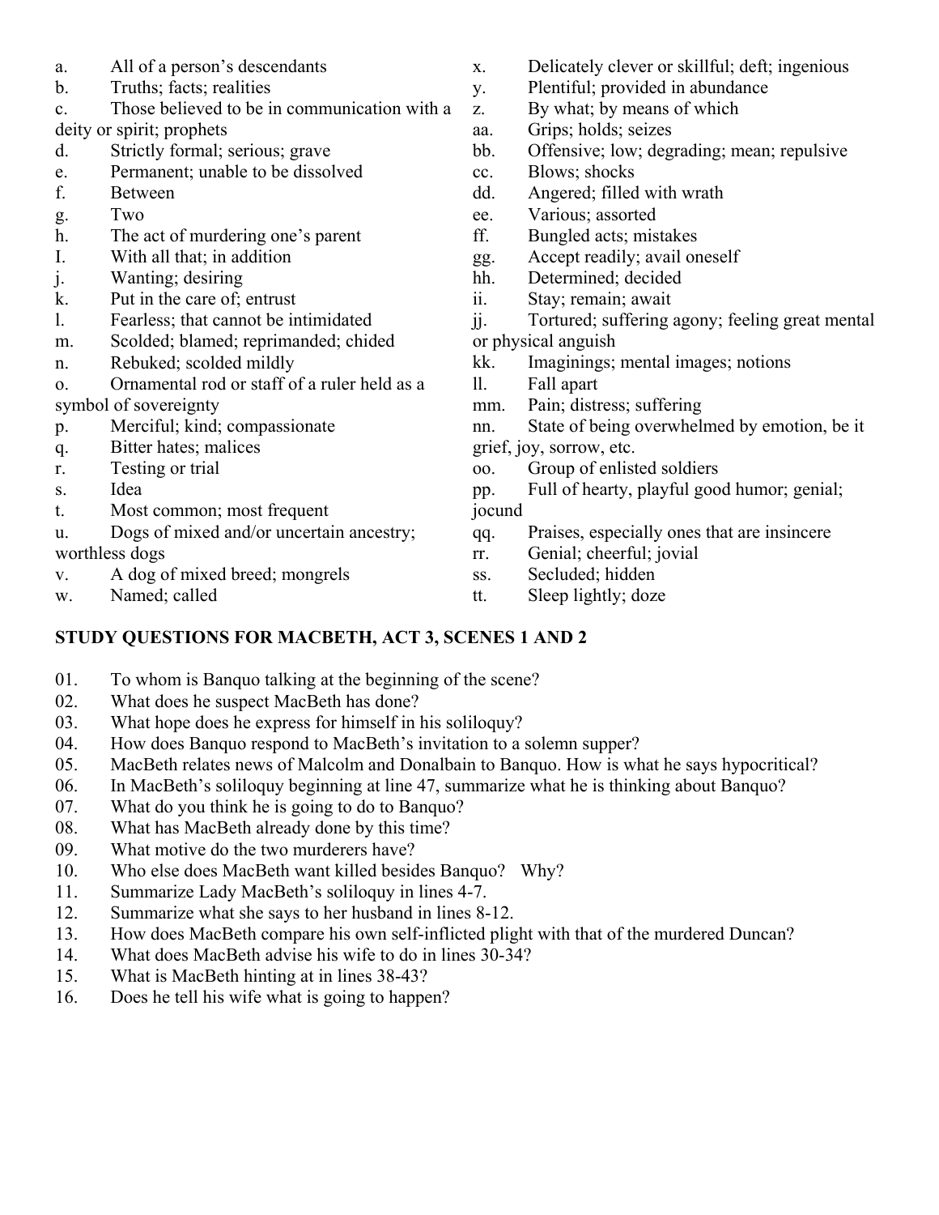a. All of a person's descendants
b. Truths; facts; realities
c. Those believed to be in communication with a deity or spirit; prophets
d. Strictly formal; serious; grave
e. Permanent; unable to be dissolved
f. Between
g. Two
h. The act of murdering one's parent
I. With all that; in addition
j. Wanting; desiring
k. Put in the care of; entrust
l. Fearless; that cannot be intimidated
m. Scolded; blamed; reprimanded; chided
n. Rebuked; scolded mildly
o. Ornamental rod or staff of a ruler held as a symbol of sovereignty
p. Merciful; kind; compassionate
q. Bitter hates; malices
r. Testing or trial
s. Idea
t. Most common; most frequent
u. Dogs of mixed and/or uncertain ancestry; worthless dogs
v. A dog of mixed breed; mongrels
w. Named; called
x. Delicately clever or skillful; deft; ingenious
y. Plentiful; provided in abundance
z. By what; by means of which
aa. Grips; holds; seizes
bb. Offensive; low; degrading; mean; repulsive
cc. Blows; shocks
dd. Angered; filled with wrath
ee. Various; assorted
ff. Bungled acts; mistakes
gg. Accept readily; avail oneself
hh. Determined; decided
ii. Stay; remain; await
jj. Tortured; suffering agony; feeling great mental or physical anguish
kk. Imaginings; mental images; notions
ll. Fall apart
mm. Pain; distress; suffering
nn. State of being overwhelmed by emotion, be it grief, joy, sorrow, etc.
oo. Group of enlisted soldiers
pp. Full of hearty, playful good humor; genial; jocund
qq. Praises, especially ones that are insincere
rr. Genial; cheerful; jovial
ss. Secluded; hidden
tt. Sleep lightly; doze

## STUDY QUESTIONS FOR MACBETH, ACT 3, SCENES 1 AND 2

01. To whom is Banquo talking at the beginning of the scene?
02. What does he suspect MacBeth has done?
03. What hope does he express for himself in his soliloquy?
04. How does Banquo respond to MacBeth's invitation to a solemn supper?
05. MacBeth relates news of Malcolm and Donalbain to Banquo. How is what he says hypocritical?
06. In MacBeth's soliloquy beginning at line 47, summarize what he is thinking about Banquo?
07. What do you think he is going to do to Banquo?
08. What has MacBeth already done by this time?
09. What motive do the two murderers have?
10. Who else does MacBeth want killed besides Banquo? Why?
11. Summarize Lady MacBeth's soliloquy in lines 4-7.
12. Summarize what she says to her husband in lines 8-12.
13. How does MacBeth compare his own self-inflicted plight with that of the murdered Duncan?
14. What does MacBeth advise his wife to do in lines 30-34?
15. What is MacBeth hinting at in lines 38-43?
16. Does he tell his wife what is going to happen?